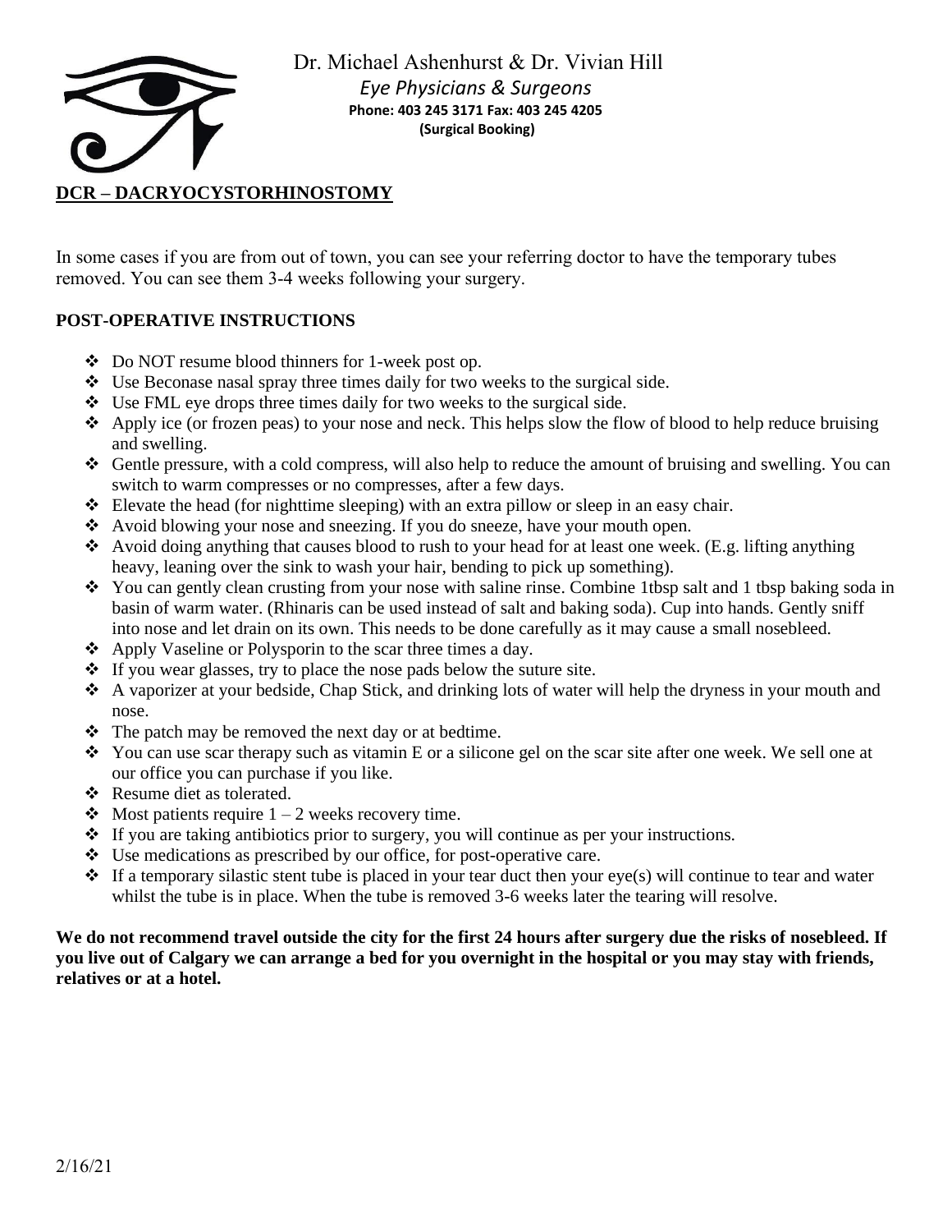Dr. Michael Ashenhurst & Dr. Vivian Hill

*Eye Physicians & Surgeons*

**Phone: 403 245 3171 Fax: 403 245 4205**

**(Surgical Booking)**

## DCR – DACRYOCYSTORHINOSTOMY

In some cases if you are from out of town, you can see your referring doctor to have the temporary tubes removed. You can see them 3-4 weeks following your surgery.

### POST-OPERATIVE INSTRUCTIONS

- Do NOT resume blood thinners for 1-week post op.
- Use Beconase nasal spray three times daily for two weeks to the surgical side.
- Use FML eye drops three times daily for two weeks to the surgical side.
- Apply ice (or frozen peas) to your nose and neck. This helps slow the flow of blood to help reduce bruising and swelling.
- Gentle pressure, with a cold compress, will also help to reduce the amount of bruising and swelling. You can switch to warm compresses or no compresses, after a few days.
- Elevate the head (for nighttime sleeping) with an extra pillow or sleep in an easy chair.
- Avoid blowing your nose and sneezing. If you do sneeze, have your mouth open.
- Avoid doing anything that causes blood to rush to your head for at least one week. (E.g. lifting anything heavy, leaning over the sink to wash your hair, bending to pick up something).
- You can gently clean crusting from your nose with saline rinse. Combine 1tbsp salt and 1 tbsp baking soda in basin of warm water. (Rhinaris can be used instead of salt and baking soda). Cup into hands. Gently sniff into nose and let drain on its own. This needs to be done carefully as it may cause a small nosebleed.
- Apply Vaseline or Polysporin to the scar three times a day.
- If you wear glasses, try to place the nose pads below the suture site.
- A vaporizer at your bedside, Chap Stick, and drinking lots of water will help the dryness in your mouth and nose.
- The patch may be removed the next day or at bedtime.
- You can use scar therapy such as vitamin E or a silicone gel on the scar site after one week. We sell one at our office you can purchase if you like.
- Resume diet as tolerated.
- Most patients require 1 – 2 weeks recovery time.
- If you are taking antibiotics prior to surgery, you will continue as per your instructions.
- Use medications as prescribed by our office, for post-operative care.
- If a temporary silastic stent tube is placed in your tear duct then your eye(s) will continue to tear and water whilst the tube is in place. When the tube is removed 3-6 weeks later the tearing will resolve.

**We do not recommend travel outside the city for the first 24 hours after surgery due the risks of nosebleed. If you live out of Calgary we can arrange a bed for you overnight in the hospital or you may stay with friends, relatives or at a hotel.**

2/16/21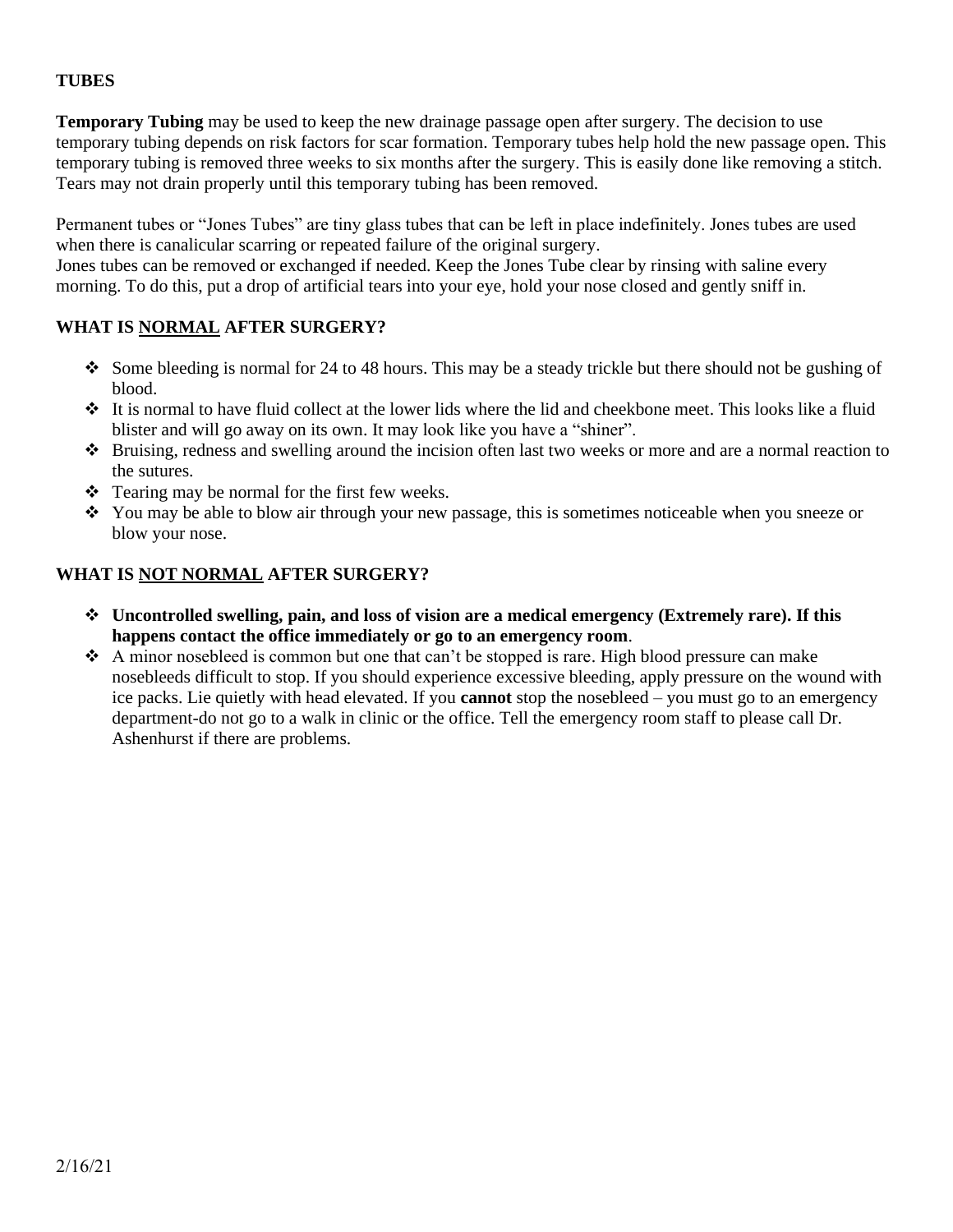**TUBES**

**Temporary Tubing** may be used to keep the new drainage passage open after surgery. The decision to use temporary tubing depends on risk factors for scar formation. Temporary tubes help hold the new passage open. This temporary tubing is removed three weeks to six months after the surgery. This is easily done like removing a stitch. Tears may not drain properly until this temporary tubing has been removed.

Permanent tubes or "Jones Tubes" are tiny glass tubes that can be left in place indefinitely. Jones tubes are used when there is canalicular scarring or repeated failure of the original surgery.
Jones tubes can be removed or exchanged if needed. Keep the Jones Tube clear by rinsing with saline every morning. To do this, put a drop of artificial tears into your eye, hold your nose closed and gently sniff in.

**WHAT IS <u>NORMAL</u> AFTER SURGERY?**

- Some bleeding is normal for 24 to 48 hours. This may be a steady trickle but there should not be gushing of blood.
- It is normal to have fluid collect at the lower lids where the lid and cheekbone meet. This looks like a fluid blister and will go away on its own. It may look like you have a "shiner".
- Bruising, redness and swelling around the incision often last two weeks or more and are a normal reaction to the sutures.
- Tearing may be normal for the first few weeks.
- You may be able to blow air through your new passage, this is sometimes noticeable when you sneeze or blow your nose.

**WHAT IS <u>NOT NORMAL</u> AFTER SURGERY?**

- **Uncontrolled swelling, pain, and loss of vision are a medical emergency (Extremely rare). If this happens contact the office immediately or go to an emergency room**.
- A minor nosebleed is common but one that can't be stopped is rare. High blood pressure can make nosebleeds difficult to stop. If you should experience excessive bleeding, apply pressure on the wound with ice packs. Lie quietly with head elevated. If you **cannot** stop the nosebleed – you must go to an emergency department-do not go to a walk in clinic or the office. Tell the emergency room staff to please call Dr. Ashenhurst if there are problems.

2/16/21